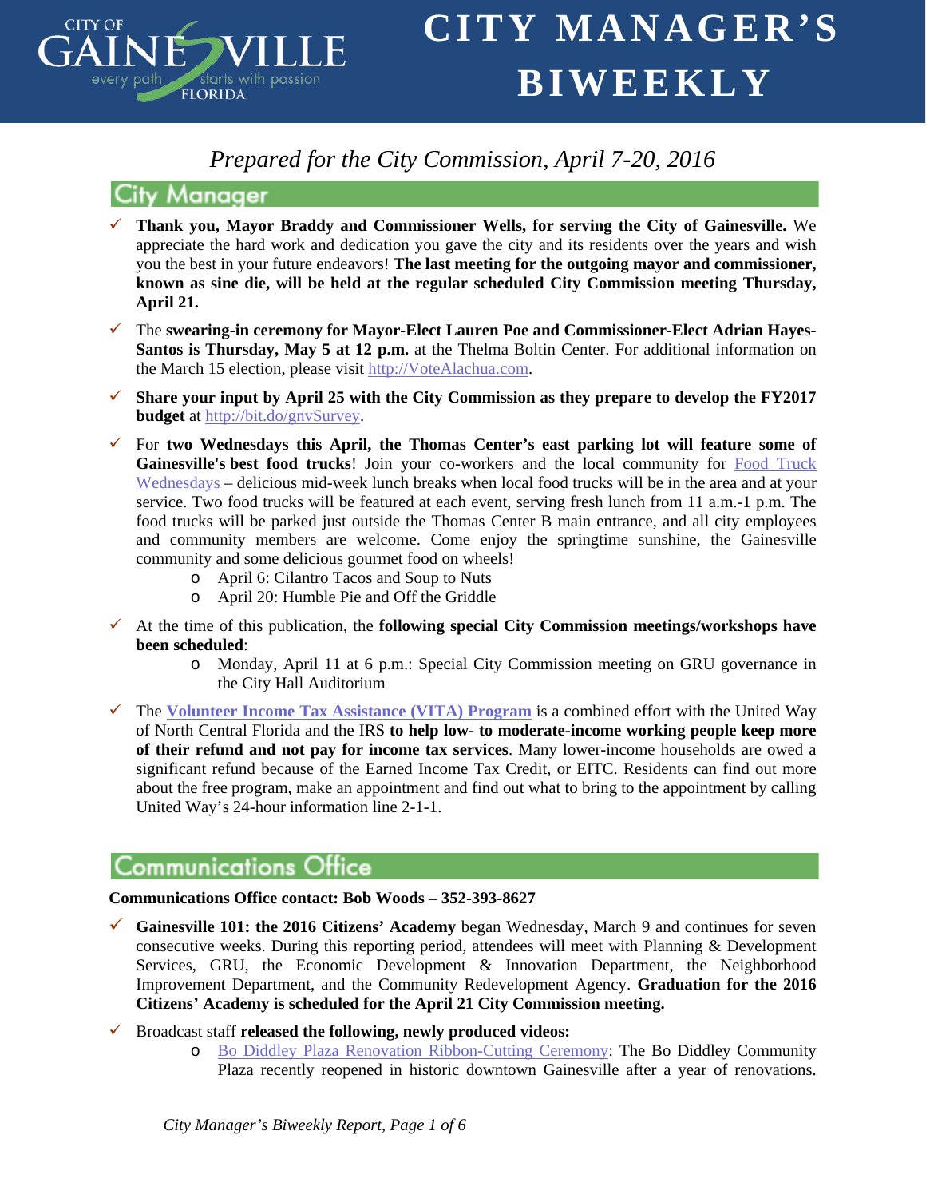# CITY MANAGER'S BIWEEKLY

*Prepared for the City Commission, April 7-20, 2016*

## City Manager

- **Thank you, Mayor Braddy and Commissioner Wells, for serving the City of Gainesville.** We appreciate the hard work and dedication you gave the city and its residents over the years and wish you the best in your future endeavors! **The last meeting for the outgoing mayor and commissioner, known as sine die, will be held at the regular scheduled City Commission meeting Thursday, April 21.**

- The **swearing-in ceremony for Mayor-Elect Lauren Poe and Commissioner-Elect Adrian Hayes-Santos is Thursday, May 5 at 12 p.m.** at the Thelma Boltin Center. For additional information on the March 15 election, please visit http://VoteAlachua.com.

- **Share your input by April 25 with the City Commission as they prepare to develop the FY2017 budget** at http://bit.do/gnvSurvey.

- For **two Wednesdays this April, the Thomas Center's east parking lot will feature some of Gainesville's best food trucks**! Join your co-workers and the local community for Food Truck Wednesdays – delicious mid-week lunch breaks when local food trucks will be in the area and at your service. Two food trucks will be featured at each event, serving fresh lunch from 11 a.m.-1 p.m. The food trucks will be parked just outside the Thomas Center B main entrance, and all city employees and community members are welcome. Come enjoy the springtime sunshine, the Gainesville community and some delicious gourmet food on wheels!
  - April 6: Cilantro Tacos and Soup to Nuts
  - April 20: Humble Pie and Off the Griddle

- At the time of this publication, the **following special City Commission meetings/workshops have been scheduled**:
  - Monday, April 11 at 6 p.m.: Special City Commission meeting on GRU governance in the City Hall Auditorium

- The **Volunteer Income Tax Assistance (VITA) Program** is a combined effort with the United Way of North Central Florida and the IRS **to help low- to moderate-income working people keep more of their refund and not pay for income tax services**. Many lower-income households are owed a significant refund because of the Earned Income Tax Credit, or EITC. Residents can find out more about the free program, make an appointment and find out what to bring to the appointment by calling United Way's 24-hour information line 2-1-1.

## Communications Office

**Communications Office contact: Bob Woods – 352-393-8627**

- **Gainesville 101: the 2016 Citizens' Academy** began Wednesday, March 9 and continues for seven consecutive weeks. During this reporting period, attendees will meet with Planning & Development Services, GRU, the Economic Development & Innovation Department, the Neighborhood Improvement Department, and the Community Redevelopment Agency. **Graduation for the 2016 Citizens' Academy is scheduled for the April 21 City Commission meeting.**

- Broadcast staff **released the following, newly produced videos:**
  - Bo Diddley Plaza Renovation Ribbon-Cutting Ceremony: The Bo Diddley Community Plaza recently reopened in historic downtown Gainesville after a year of renovations.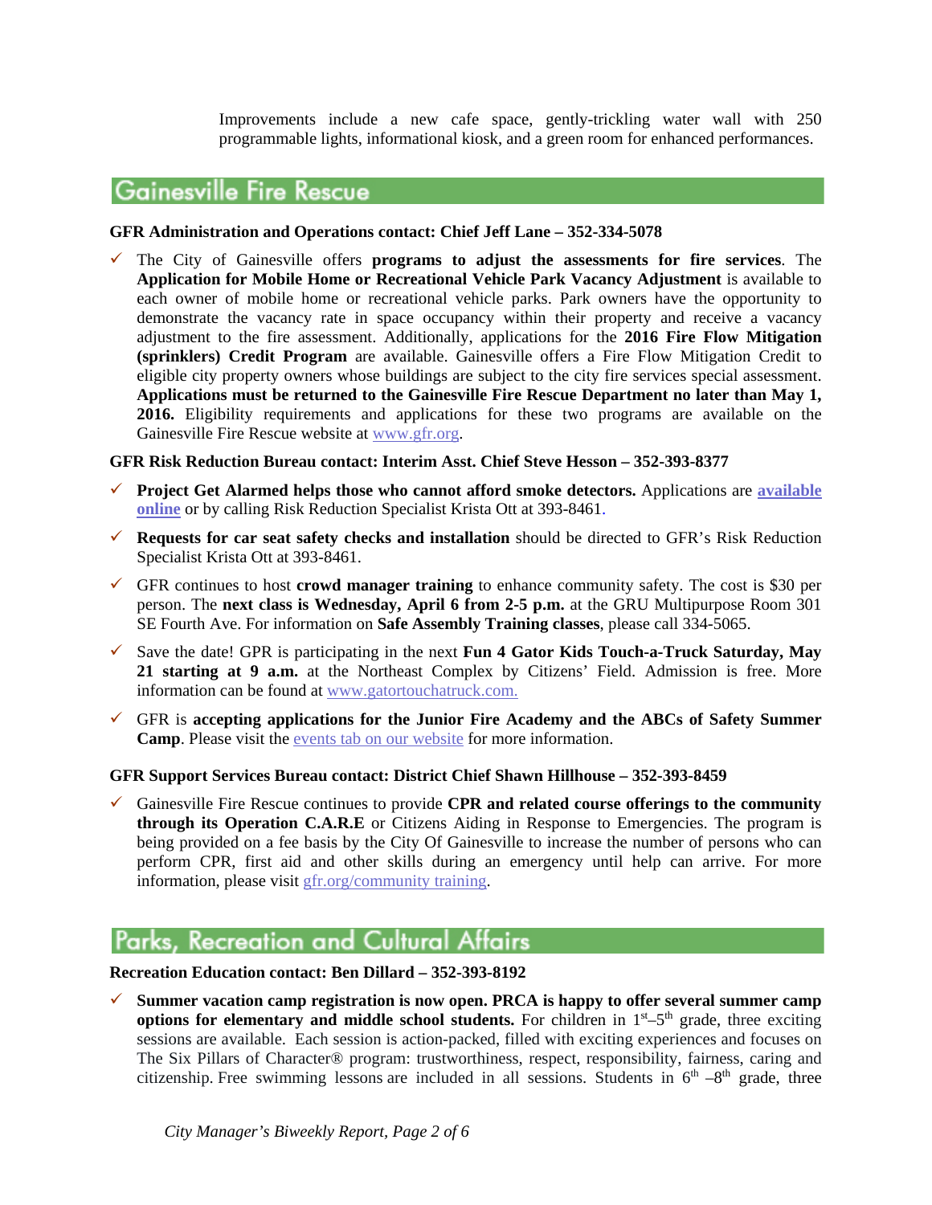Improvements include a new cafe space, gently-trickling water wall with 250 programmable lights, informational kiosk, and a green room for enhanced performances.

## Gainesville Fire Rescue

**GFR Administration and Operations contact: Chief Jeff Lane – 352-334-5078**

- ✓ The City of Gainesville offers **programs to adjust the assessments for fire services**. The **Application for Mobile Home or Recreational Vehicle Park Vacancy Adjustment** is available to each owner of mobile home or recreational vehicle parks. Park owners have the opportunity to demonstrate the vacancy rate in space occupancy within their property and receive a vacancy adjustment to the fire assessment. Additionally, applications for the **2016 Fire Flow Mitigation (sprinklers) Credit Program** are available. Gainesville offers a Fire Flow Mitigation Credit to eligible city property owners whose buildings are subject to the city fire services special assessment. **Applications must be returned to the Gainesville Fire Rescue Department no later than May 1, 2016.** Eligibility requirements and applications for these two programs are available on the Gainesville Fire Rescue website at www.gfr.org.

**GFR Risk Reduction Bureau contact: Interim Asst. Chief Steve Hesson – 352-393-8377**

- ✓ **Project Get Alarmed helps those who cannot afford smoke detectors.** Applications are **available online** or by calling Risk Reduction Specialist Krista Ott at 393-8461.
- ✓ **Requests for car seat safety checks and installation** should be directed to GFR's Risk Reduction Specialist Krista Ott at 393-8461.
- ✓ GFR continues to host **crowd manager training** to enhance community safety. The cost is $30 per person. The **next class is Wednesday, April 6 from 2-5 p.m.** at the GRU Multipurpose Room 301 SE Fourth Ave. For information on **Safe Assembly Training classes**, please call 334-5065.
- ✓ Save the date! GPR is participating in the next **Fun 4 Gator Kids Touch-a-Truck Saturday, May 21 starting at 9 a.m.** at the Northeast Complex by Citizens' Field. Admission is free. More information can be found at www.gatortouchatruck.com.
- ✓ GFR is **accepting applications for the Junior Fire Academy and the ABCs of Safety Summer Camp**. Please visit the events tab on our website for more information.

**GFR Support Services Bureau contact: District Chief Shawn Hillhouse – 352-393-8459**

- ✓ Gainesville Fire Rescue continues to provide **CPR and related course offerings to the community through its Operation C.A.R.E** or Citizens Aiding in Response to Emergencies. The program is being provided on a fee basis by the City Of Gainesville to increase the number of persons who can perform CPR, first aid and other skills during an emergency until help can arrive. For more information, please visit gfr.org/community training.

## Parks, Recreation and Cultural Affairs

**Recreation Education contact: Ben Dillard – 352-393-8192**

- ✓ **Summer vacation camp registration is now open. PRCA is happy to offer several summer camp options for elementary and middle school students.** For children in 1st–5th grade, three exciting sessions are available. Each session is action-packed, filled with exciting experiences and focuses on The Six Pillars of Character® program: trustworthiness, respect, responsibility, fairness, caring and citizenship. Free swimming lessons are included in all sessions. Students in 6th –8th grade, three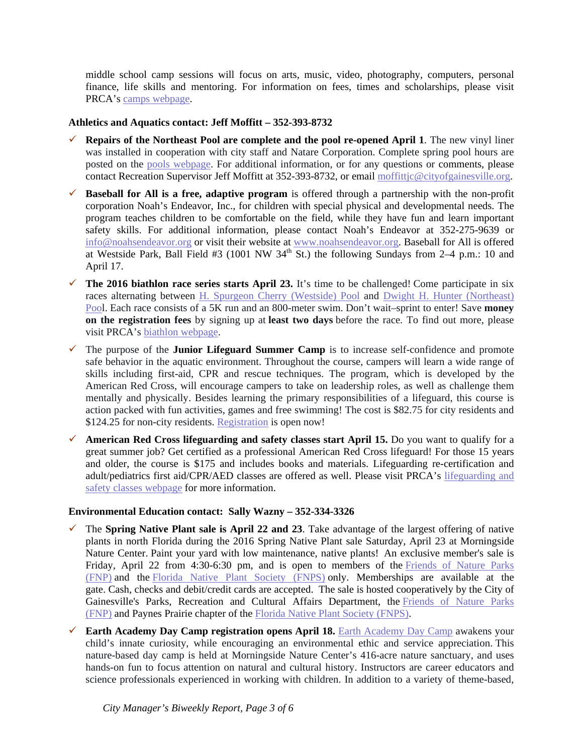middle school camp sessions will focus on arts, music, video, photography, computers, personal finance, life skills and mentoring. For information on fees, times and scholarships, please visit PRCA's camps webpage.

**Athletics and Aquatics contact: Jeff Moffitt – 352-393-8732**

- ✓ **Repairs of the Northeast Pool are complete and the pool re-opened April 1**. The new vinyl liner was installed in cooperation with city staff and Natare Corporation. Complete spring pool hours are posted on the pools webpage. For additional information, or for any questions or comments, please contact Recreation Supervisor Jeff Moffitt at 352-393-8732, or email moffittjc@cityofgainesville.org.
- ✓ **Baseball for All is a free, adaptive program** is offered through a partnership with the non-profit corporation Noah's Endeavor, Inc., for children with special physical and developmental needs. The program teaches children to be comfortable on the field, while they have fun and learn important safety skills. For additional information, please contact Noah's Endeavor at 352-275-9639 or info@noahsendeavor.org or visit their website at www.noahsendeavor.org. Baseball for All is offered at Westside Park, Ball Field #3 (1001 NW 34th St.) the following Sundays from 2–4 p.m.: 10 and April 17.
- ✓ **The 2016 biathlon race series starts April 23.** It's time to be challenged! Come participate in six races alternating between H. Spurgeon Cherry (Westside) Pool and Dwight H. Hunter (Northeast) Pool. Each race consists of a 5K run and an 800-meter swim. Don't wait–sprint to enter! Save **money on the registration fees** by signing up at **least two days** before the race. To find out more, please visit PRCA's biathlon webpage.
- ✓ The purpose of the **Junior Lifeguard Summer Camp** is to increase self-confidence and promote safe behavior in the aquatic environment. Throughout the course, campers will learn a wide range of skills including first-aid, CPR and rescue techniques. The program, which is developed by the American Red Cross, will encourage campers to take on leadership roles, as well as challenge them mentally and physically. Besides learning the primary responsibilities of a lifeguard, this course is action packed with fun activities, games and free swimming! The cost is $82.75 for city residents and $124.25 for non-city residents. Registration is open now!
- ✓ **American Red Cross lifeguarding and safety classes start April 15.** Do you want to qualify for a great summer job? Get certified as a professional American Red Cross lifeguard! For those 15 years and older, the course is $175 and includes books and materials. Lifeguarding re-certification and adult/pediatrics first aid/CPR/AED classes are offered as well. Please visit PRCA's lifeguarding and safety classes webpage for more information.

**Environmental Education contact: Sally Wazny – 352-334-3326**

- ✓ The **Spring Native Plant sale is April 22 and 23**. Take advantage of the largest offering of native plants in north Florida during the 2016 Spring Native Plant sale Saturday, April 23 at Morningside Nature Center. Paint your yard with low maintenance, native plants! An exclusive member's sale is Friday, April 22 from 4:30-6:30 pm, and is open to members of the Friends of Nature Parks (FNP) and the Florida Native Plant Society (FNPS) only. Memberships are available at the gate. Cash, checks and debit/credit cards are accepted. The sale is hosted cooperatively by the City of Gainesville's Parks, Recreation and Cultural Affairs Department, the Friends of Nature Parks (FNP) and Paynes Prairie chapter of the Florida Native Plant Society (FNPS).
- ✓ **Earth Academy Day Camp registration opens April 18.** Earth Academy Day Camp awakens your child's innate curiosity, while encouraging an environmental ethic and service appreciation. This nature-based day camp is held at Morningside Nature Center's 416-acre nature sanctuary, and uses hands-on fun to focus attention on natural and cultural history. Instructors are career educators and science professionals experienced in working with children. In addition to a variety of theme-based,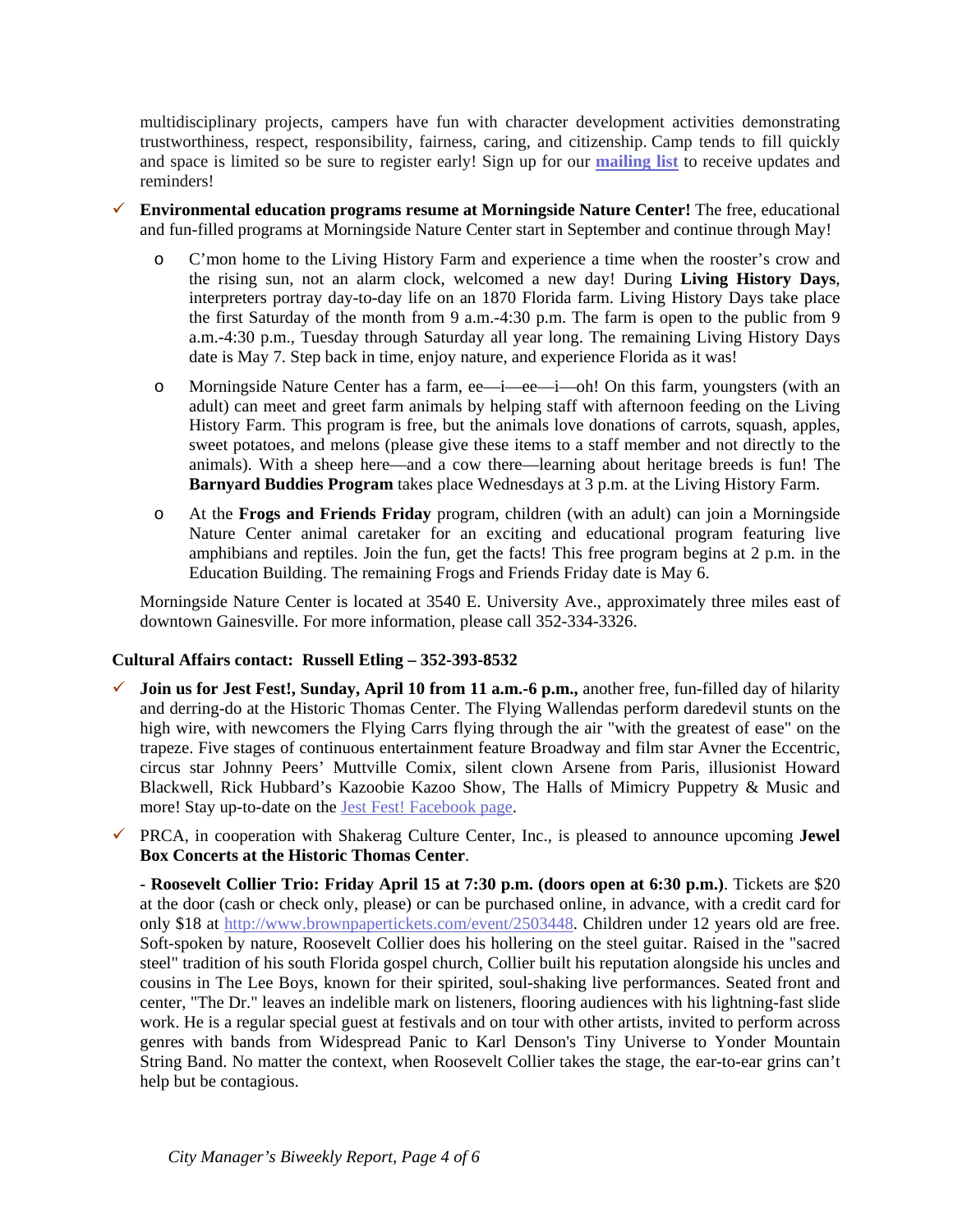multidisciplinary projects, campers have fun with character development activities demonstrating trustworthiness, respect, responsibility, fairness, caring, and citizenship. Camp tends to fill quickly and space is limited so be sure to register early! Sign up for our **mailing list** to receive updates and reminders!

- ✓ **Environmental education programs resume at Morningside Nature Center!** The free, educational and fun-filled programs at Morningside Nature Center start in September and continue through May!
  - C'mon home to the Living History Farm and experience a time when the rooster's crow and the rising sun, not an alarm clock, welcomed a new day! During **Living History Days**, interpreters portray day-to-day life on an 1870 Florida farm. Living History Days take place the first Saturday of the month from 9 a.m.-4:30 p.m. The farm is open to the public from 9 a.m.-4:30 p.m., Tuesday through Saturday all year long. The remaining Living History Days date is May 7. Step back in time, enjoy nature, and experience Florida as it was!
  - Morningside Nature Center has a farm, ee—i—ee—i—oh! On this farm, youngsters (with an adult) can meet and greet farm animals by helping staff with afternoon feeding on the Living History Farm. This program is free, but the animals love donations of carrots, squash, apples, sweet potatoes, and melons (please give these items to a staff member and not directly to the animals). With a sheep here—and a cow there—learning about heritage breeds is fun! The **Barnyard Buddies Program** takes place Wednesdays at 3 p.m. at the Living History Farm.
  - At the **Frogs and Friends Friday** program, children (with an adult) can join a Morningside Nature Center animal caretaker for an exciting and educational program featuring live amphibians and reptiles. Join the fun, get the facts! This free program begins at 2 p.m. in the Education Building. The remaining Frogs and Friends Friday date is May 6.

  Morningside Nature Center is located at 3540 E. University Ave., approximately three miles east of downtown Gainesville. For more information, please call 352-334-3326.

**Cultural Affairs contact: Russell Etling – 352-393-8532**

- ✓ **Join us for Jest Fest!, Sunday, April 10 from 11 a.m.-6 p.m.,** another free, fun-filled day of hilarity and derring-do at the Historic Thomas Center. The Flying Wallendas perform daredevil stunts on the high wire, with newcomers the Flying Carrs flying through the air "with the greatest of ease" on the trapeze. Five stages of continuous entertainment feature Broadway and film star Avner the Eccentric, circus star Johnny Peers' Muttville Comix, silent clown Arsene from Paris, illusionist Howard Blackwell, Rick Hubbard's Kazoobie Kazoo Show, The Halls of Mimicry Puppetry & Music and more! Stay up-to-date on the Jest Fest! Facebook page.
- ✓ PRCA, in cooperation with Shakerag Culture Center, Inc., is pleased to announce upcoming **Jewel Box Concerts at the Historic Thomas Center**.

  **- Roosevelt Collier Trio: Friday April 15 at 7:30 p.m. (doors open at 6:30 p.m.)**. Tickets are $20 at the door (cash or check only, please) or can be purchased online, in advance, with a credit card for only $18 at http://www.brownpapertickets.com/event/2503448. Children under 12 years old are free. Soft-spoken by nature, Roosevelt Collier does his hollering on the steel guitar. Raised in the "sacred steel" tradition of his south Florida gospel church, Collier built his reputation alongside his uncles and cousins in The Lee Boys, known for their spirited, soul-shaking live performances. Seated front and center, "The Dr." leaves an indelible mark on listeners, flooring audiences with his lightning-fast slide work. He is a regular special guest at festivals and on tour with other artists, invited to perform across genres with bands from Widespread Panic to Karl Denson's Tiny Universe to Yonder Mountain String Band. No matter the context, when Roosevelt Collier takes the stage, the ear-to-ear grins can't help but be contagious.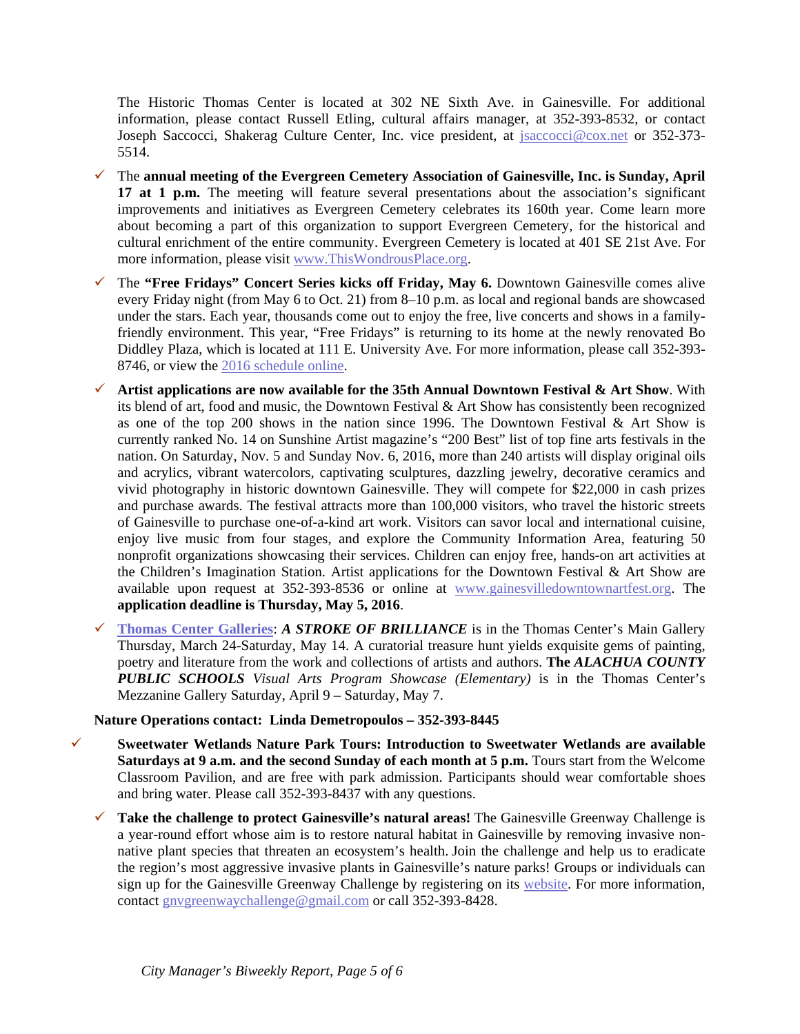The Historic Thomas Center is located at 302 NE Sixth Ave. in Gainesville. For additional information, please contact Russell Etling, cultural affairs manager, at 352-393-8532, or contact Joseph Saccocci, Shakerag Culture Center, Inc. vice president, at jsaccocci@cox.net or 352-373-5514.

- ✓ The **annual meeting of the Evergreen Cemetery Association of Gainesville, Inc. is Sunday, April 17 at 1 p.m.** The meeting will feature several presentations about the association's significant improvements and initiatives as Evergreen Cemetery celebrates its 160th year. Come learn more about becoming a part of this organization to support Evergreen Cemetery, for the historical and cultural enrichment of the entire community. Evergreen Cemetery is located at 401 SE 21st Ave. For more information, please visit www.ThisWondrousPlace.org.

- ✓ The **"Free Fridays" Concert Series kicks off Friday, May 6.** Downtown Gainesville comes alive every Friday night (from May 6 to Oct. 21) from 8–10 p.m. as local and regional bands are showcased under the stars. Each year, thousands come out to enjoy the free, live concerts and shows in a family-friendly environment. This year, "Free Fridays" is returning to its home at the newly renovated Bo Diddley Plaza, which is located at 111 E. University Ave. For more information, please call 352-393-8746, or view the 2016 schedule online.

- ✓ **Artist applications are now available for the 35th Annual Downtown Festival & Art Show**. With its blend of art, food and music, the Downtown Festival & Art Show has consistently been recognized as one of the top 200 shows in the nation since 1996. The Downtown Festival & Art Show is currently ranked No. 14 on Sunshine Artist magazine's "200 Best" list of top fine arts festivals in the nation. On Saturday, Nov. 5 and Sunday Nov. 6, 2016, more than 240 artists will display original oils and acrylics, vibrant watercolors, captivating sculptures, dazzling jewelry, decorative ceramics and vivid photography in historic downtown Gainesville. They will compete for $22,000 in cash prizes and purchase awards. The festival attracts more than 100,000 visitors, who travel the historic streets of Gainesville to purchase one-of-a-kind art work. Visitors can savor local and international cuisine, enjoy live music from four stages, and explore the Community Information Area, featuring 50 nonprofit organizations showcasing their services. Children can enjoy free, hands-on art activities at the Children's Imagination Station. Artist applications for the Downtown Festival & Art Show are available upon request at 352-393-8536 or online at www.gainesvilledowntownartfest.org. The **application deadline is Thursday, May 5, 2016**.

- ✓ **Thomas Center Galleries**: ***A STROKE OF BRILLIANCE*** is in the Thomas Center's Main Gallery Thursday, March 24-Saturday, May 14. A curatorial treasure hunt yields exquisite gems of painting, poetry and literature from the work and collections of artists and authors. **The *ALACHUA COUNTY PUBLIC SCHOOLS*** *Visual Arts Program Showcase (Elementary)* is in the Thomas Center's Mezzanine Gallery Saturday, April 9 – Saturday, May 7.

**Nature Operations contact: Linda Demetropoulos – 352-393-8445**

- ✓ **Sweetwater Wetlands Nature Park Tours: Introduction to Sweetwater Wetlands are available Saturdays at 9 a.m. and the second Sunday of each month at 5 p.m.** Tours start from the Welcome Classroom Pavilion, and are free with park admission. Participants should wear comfortable shoes and bring water. Please call 352-393-8437 with any questions.

- ✓ **Take the challenge to protect Gainesville's natural areas!** The Gainesville Greenway Challenge is a year-round effort whose aim is to restore natural habitat in Gainesville by removing invasive non-native plant species that threaten an ecosystem's health. Join the challenge and help us to eradicate the region's most aggressive invasive plants in Gainesville's nature parks! Groups or individuals can sign up for the Gainesville Greenway Challenge by registering on its website. For more information, contact gnvgreenwaychallenge@gmail.com or call 352-393-8428.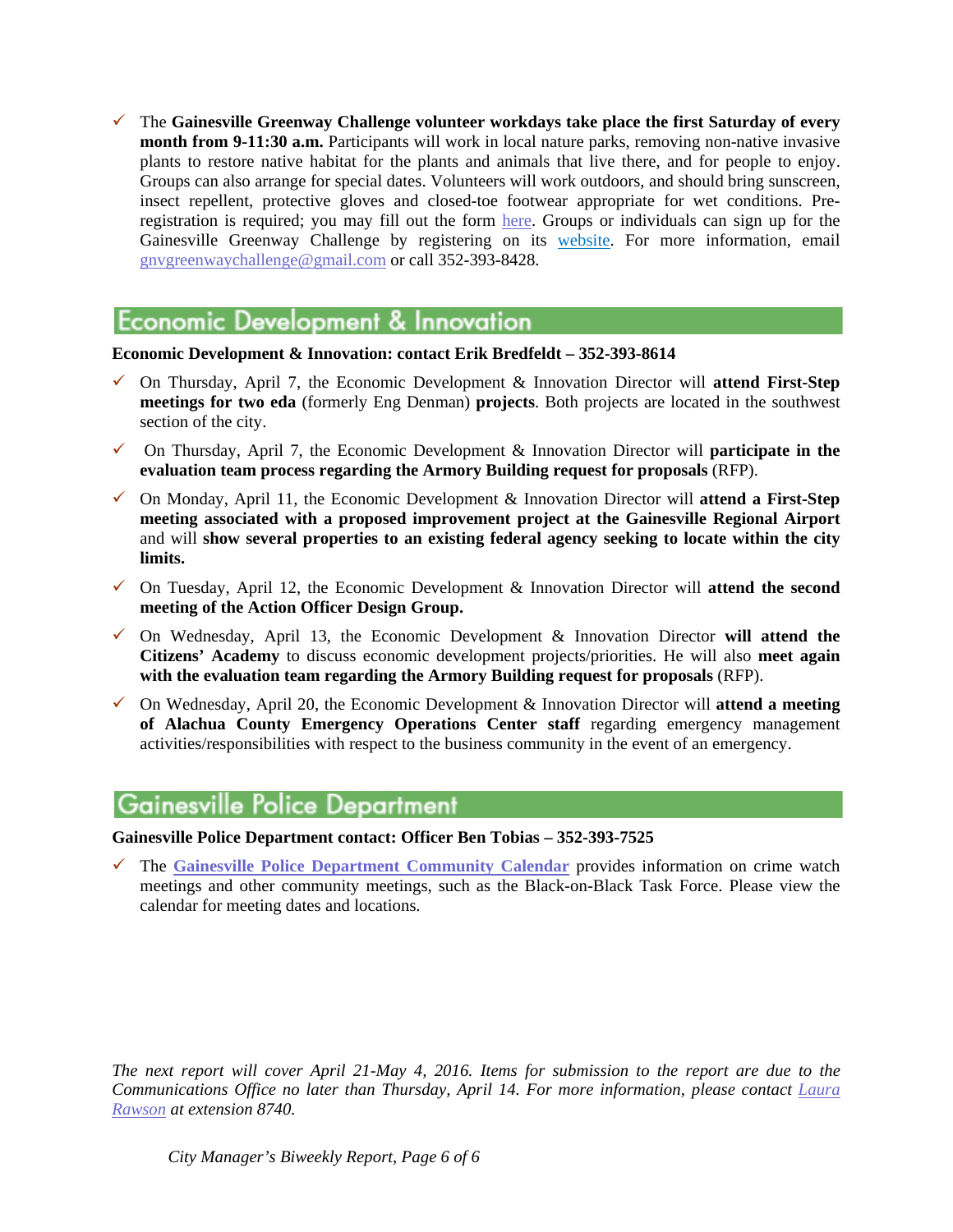- ✓ The **Gainesville Greenway Challenge volunteer workdays take place the first Saturday of every month from 9-11:30 a.m.** Participants will work in local nature parks, removing non-native invasive plants to restore native habitat for the plants and animals that live there, and for people to enjoy. Groups can also arrange for special dates. Volunteers will work outdoors, and should bring sunscreen, insect repellent, protective gloves and closed-toe footwear appropriate for wet conditions. Pre-registration is required; you may fill out the form here. Groups or individuals can sign up for the Gainesville Greenway Challenge by registering on its website. For more information, email gnvgreenwaychallenge@gmail.com or call 352-393-8428.

## Economic Development & Innovation

**Economic Development & Innovation: contact Erik Bredfeldt – 352-393-8614**

- ✓ On Thursday, April 7, the Economic Development & Innovation Director will **attend First-Step meetings for two eda** (formerly Eng Denman) **projects**. Both projects are located in the southwest section of the city.
- ✓ On Thursday, April 7, the Economic Development & Innovation Director will **participate in the evaluation team process regarding the Armory Building request for proposals** (RFP).
- ✓ On Monday, April 11, the Economic Development & Innovation Director will **attend a First-Step meeting associated with a proposed improvement project at the Gainesville Regional Airport** and will **show several properties to an existing federal agency seeking to locate within the city limits.**
- ✓ On Tuesday, April 12, the Economic Development & Innovation Director will **attend the second meeting of the Action Officer Design Group.**
- ✓ On Wednesday, April 13, the Economic Development & Innovation Director **will attend the Citizens' Academy** to discuss economic development projects/priorities. He will also **meet again with the evaluation team regarding the Armory Building request for proposals** (RFP).
- ✓ On Wednesday, April 20, the Economic Development & Innovation Director will **attend a meeting of Alachua County Emergency Operations Center staff** regarding emergency management activities/responsibilities with respect to the business community in the event of an emergency.

## Gainesville Police Department

**Gainesville Police Department contact: Officer Ben Tobias – 352-393-7525**

- ✓ The **Gainesville Police Department Community Calendar** provides information on crime watch meetings and other community meetings, such as the Black-on-Black Task Force. Please view the calendar for meeting dates and locations.

*The next report will cover April 21-May 4, 2016. Items for submission to the report are due to the Communications Office no later than Thursday, April 14. For more information, please contact Laura Rawson at extension 8740.*